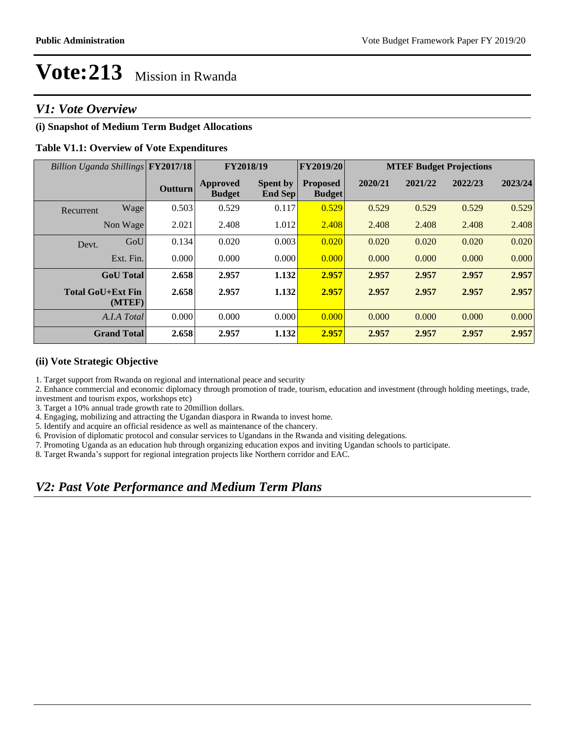# Vote:213 Mission in Rwanda

## V1: Vote Overview

### (i) Snapshot of Medium Term Budget Allocations

**Table V1.1: Overview of Vote Expenditures**

| Billion Uganda Shillings | | FY2017/18 | FY2018/19 | | FY2019/20 | MTEF Budget Projections | | | |
|---|---|---|---|---|---|---|---|---|---|
| | | Outturn | Approved Budget | Spent by End Sep | Proposed Budget | 2020/21 | 2021/22 | 2022/23 | 2023/24 |
| Recurrent | Wage | 0.503 | 0.529 | 0.117 | 0.529 | 0.529 | 0.529 | 0.529 | 0.529 |
| | Non Wage | 2.021 | 2.408 | 1.012 | 2.408 | 2.408 | 2.408 | 2.408 | 2.408 |
| Devt. | GoU | 0.134 | 0.020 | 0.003 | 0.020 | 0.020 | 0.020 | 0.020 | 0.020 |
| | Ext. Fin. | 0.000 | 0.000 | 0.000 | 0.000 | 0.000 | 0.000 | 0.000 | 0.000 |
| **GoU Total** | | **2.658** | **2.957** | **1.132** | **2.957** | **2.957** | **2.957** | **2.957** | **2.957** |
| **Total GoU+Ext Fin (MTEF)** | | **2.658** | **2.957** | **1.132** | **2.957** | **2.957** | **2.957** | **2.957** | **2.957** |
| *A.I.A Total* | | 0.000 | 0.000 | 0.000 | 0.000 | 0.000 | 0.000 | 0.000 | 0.000 |
| **Grand Total** | | **2.658** | **2.957** | **1.132** | **2.957** | **2.957** | **2.957** | **2.957** | **2.957** |

### (ii) Vote Strategic Objective

1. Target support from Rwanda on regional and international peace and security
2. Enhance commercial and economic diplomacy through promotion of trade, tourism, education and investment (through holding meetings, trade, investment and tourism expos, workshops etc)
3. Target a 10% annual trade growth rate to 20million dollars.
4. Engaging, mobilizing and attracting the Ugandan diaspora in Rwanda to invest home.
5. Identify and acquire an official residence as well as maintenance of the chancery.
6. Provision of diplomatic protocol and consular services to Ugandans in the Rwanda and visiting delegations.
7. Promoting Uganda as an education hub through organizing education expos and inviting Ugandan schools to participate.
8. Target Rwanda's support for regional integration projects like Northern corridor and EAC.

## V2: Past Vote Performance and Medium Term Plans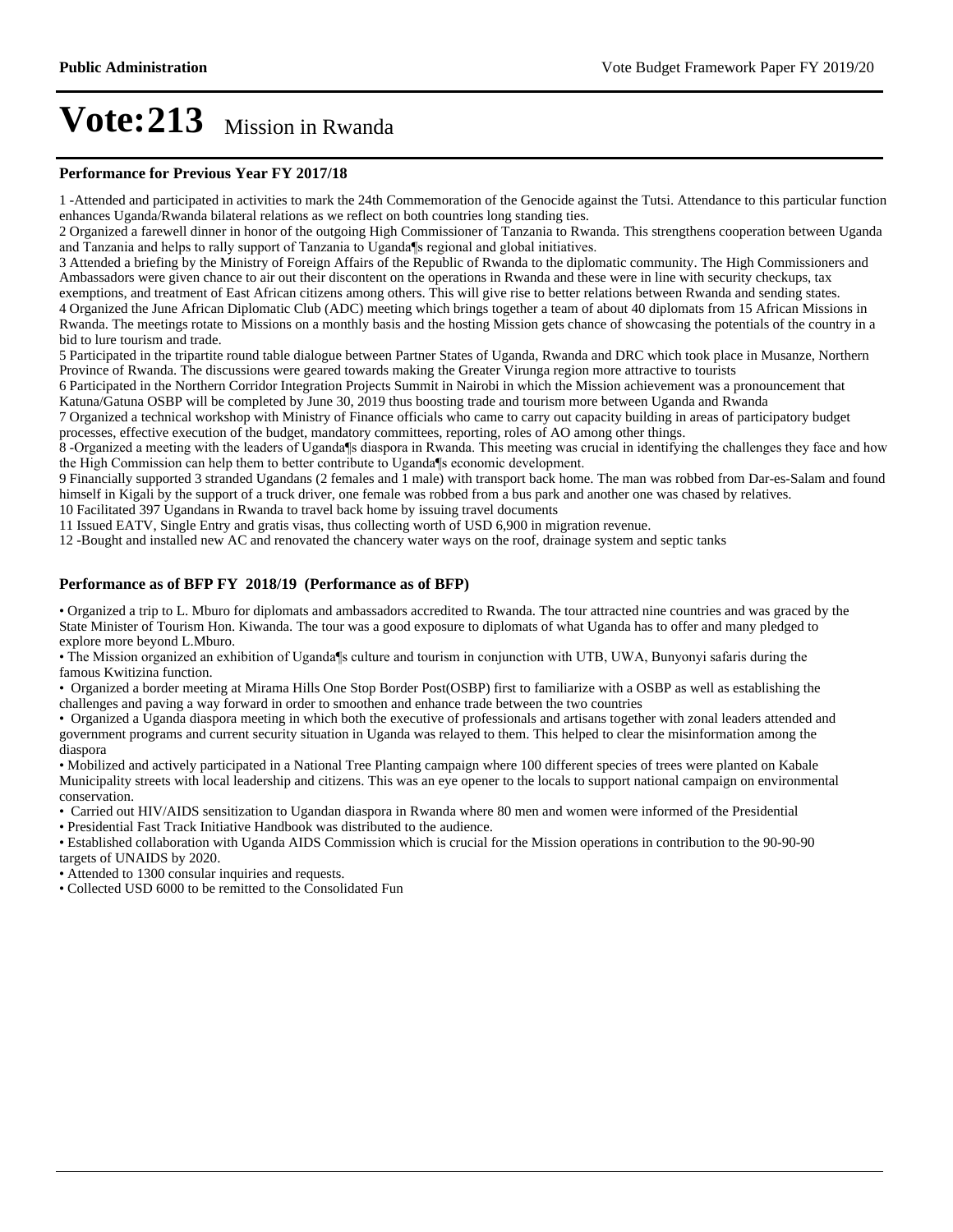# Vote:213 Mission in Rwanda

### Performance for Previous Year FY 2017/18

1 -Attended and participated in activities to mark the 24th Commemoration of the Genocide against the Tutsi. Attendance to this particular function enhances Uganda/Rwanda bilateral relations as we reflect on both countries long standing ties.
2 Organized a farewell dinner in honor of the outgoing High Commissioner of Tanzania to Rwanda. This strengthens cooperation between Uganda and Tanzania and helps to rally support of Tanzania to Uganda¶s regional and global initiatives.
3 Attended a briefing by the Ministry of Foreign Affairs of the Republic of Rwanda to the diplomatic community. The High Commissioners and Ambassadors were given chance to air out their discontent on the operations in Rwanda and these were in line with security checkups, tax exemptions, and treatment of East African citizens among others. This will give rise to better relations between Rwanda and sending states.
4 Organized the June African Diplomatic Club (ADC) meeting which brings together a team of about 40 diplomats from 15 African Missions in Rwanda. The meetings rotate to Missions on a monthly basis and the hosting Mission gets chance of showcasing the potentials of the country in a bid to lure tourism and trade.
5 Participated in the tripartite round table dialogue between Partner States of Uganda, Rwanda and DRC which took place in Musanze, Northern Province of Rwanda. The discussions were geared towards making the Greater Virunga region more attractive to tourists
6 Participated in the Northern Corridor Integration Projects Summit in Nairobi in which the Mission achievement was a pronouncement that Katuna/Gatuna OSBP will be completed by June 30, 2019 thus boosting trade and tourism more between Uganda and Rwanda
7 Organized a technical workshop with Ministry of Finance officials who came to carry out capacity building in areas of participatory budget processes, effective execution of the budget, mandatory committees, reporting, roles of AO among other things.
8 -Organized a meeting with the leaders of Uganda¶s diaspora in Rwanda. This meeting was crucial in identifying the challenges they face and how the High Commission can help them to better contribute to Uganda¶s economic development.
9 Financially supported 3 stranded Ugandans (2 females and 1 male) with transport back home. The man was robbed from Dar-es-Salam and found himself in Kigali by the support of a truck driver, one female was robbed from a bus park and another one was chased by relatives.
10 Facilitated 397 Ugandans in Rwanda to travel back home by issuing travel documents
11 Issued EATV, Single Entry and gratis visas, thus collecting worth of USD 6,900 in migration revenue.
12 -Bought and installed new AC and renovated the chancery water ways on the roof, drainage system and septic tanks

### Performance as of BFP FY 2018/19 (Performance as of BFP)

• Organized a trip to L. Mburo for diplomats and ambassadors accredited to Rwanda. The tour attracted nine countries and was graced by the State Minister of Tourism Hon. Kiwanda. The tour was a good exposure to diplomats of what Uganda has to offer and many pledged to explore more beyond L.Mburo.
• The Mission organized an exhibition of Uganda¶s culture and tourism in conjunction with UTB, UWA, Bunyonyi safaris during the famous Kwitizina function.
• Organized a border meeting at Mirama Hills One Stop Border Post(OSBP) first to familiarize with a OSBP as well as establishing the challenges and paving a way forward in order to smoothen and enhance trade between the two countries
• Organized a Uganda diaspora meeting in which both the executive of professionals and artisans together with zonal leaders attended and government programs and current security situation in Uganda was relayed to them. This helped to clear the misinformation among the diaspora
• Mobilized and actively participated in a National Tree Planting campaign where 100 different species of trees were planted on Kabale Municipality streets with local leadership and citizens. This was an eye opener to the locals to support national campaign on environmental conservation.
• Carried out HIV/AIDS sensitization to Ugandan diaspora in Rwanda where 80 men and women were informed of the Presidential
• Presidential Fast Track Initiative Handbook was distributed to the audience.
• Established collaboration with Uganda AIDS Commission which is crucial for the Mission operations in contribution to the 90-90-90 targets of UNAIDS by 2020.
• Attended to 1300 consular inquiries and requests.
• Collected USD 6000 to be remitted to the Consolidated Fun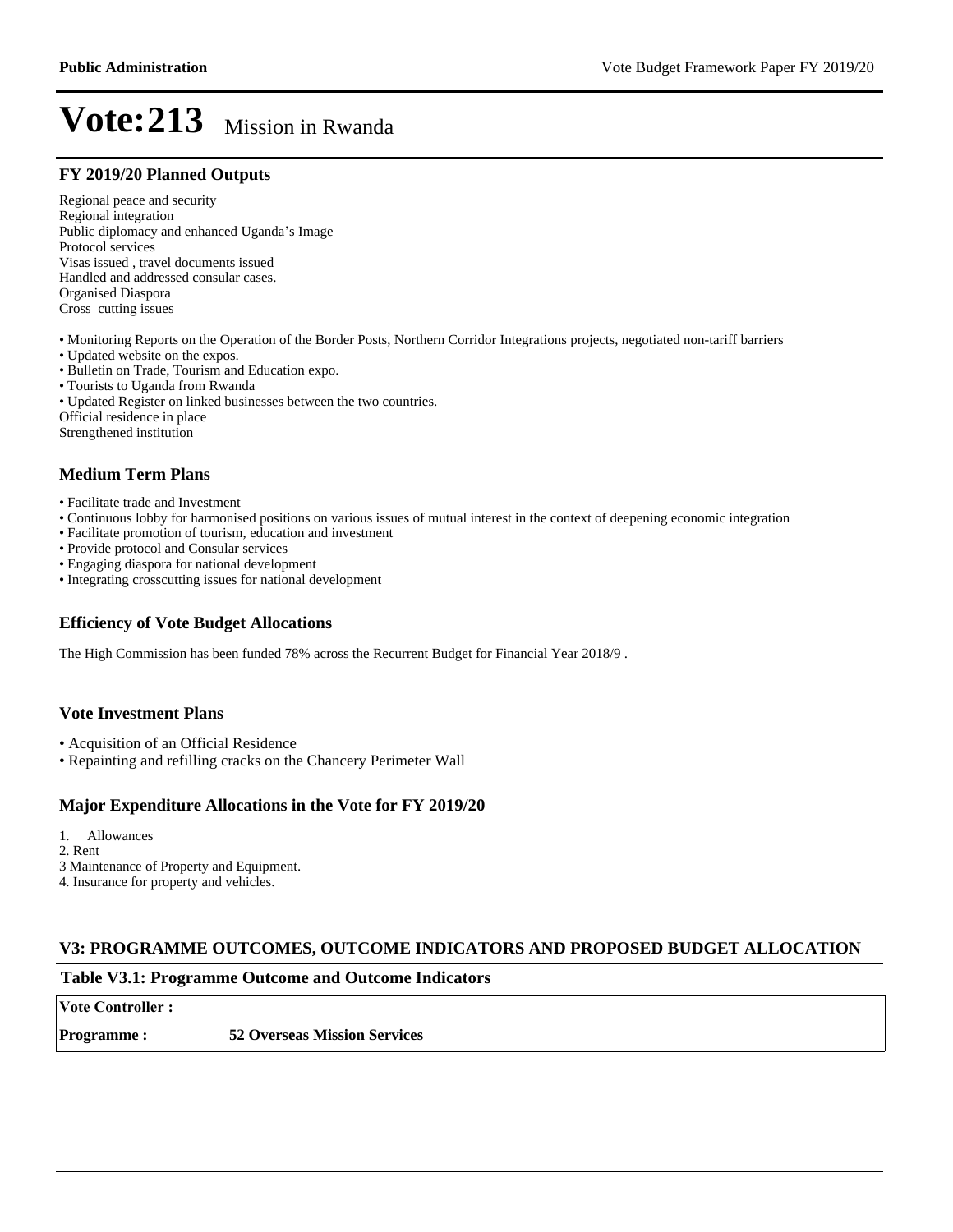# Vote:213 Mission in Rwanda

## FY 2019/20 Planned Outputs

Regional peace and security
Regional integration
Public diplomacy and enhanced Uganda's Image
Protocol services
Visas issued , travel documents issued
Handled and addressed consular cases.
Organised Diaspora
Cross cutting issues

• Monitoring Reports on the Operation of the Border Posts, Northern Corridor Integrations projects, negotiated non-tariff barriers
• Updated website on the expos.
• Bulletin on Trade, Tourism and Education expo.
• Tourists to Uganda from Rwanda
• Updated Register on linked businesses between the two countries.
Official residence in place
Strengthened institution

## Medium Term Plans

• Facilitate trade and Investment
• Continuous lobby for harmonised positions on various issues of mutual interest in the context of deepening economic integration
• Facilitate promotion of tourism, education and investment
• Provide protocol and Consular services
• Engaging diaspora for national development
• Integrating crosscutting issues for national development

## Efficiency of Vote Budget Allocations

The High Commission has been funded 78% across the Recurrent Budget for Financial Year 2018/9 .

## Vote Investment Plans

• Acquisition of an Official Residence
• Repainting and refilling cracks on the Chancery Perimeter Wall

## Major Expenditure Allocations in the Vote for FY 2019/20

1. Allowances
2. Rent
3 Maintenance of Property and Equipment.
4. Insurance for property and vehicles.

## V3: PROGRAMME OUTCOMES, OUTCOME INDICATORS AND PROPOSED BUDGET ALLOCATION

### Table V3.1: Programme Outcome and Outcome Indicators

| **Vote Controller :** | |
|---|---|
| **Programme :** | **52 Overseas Mission Services** |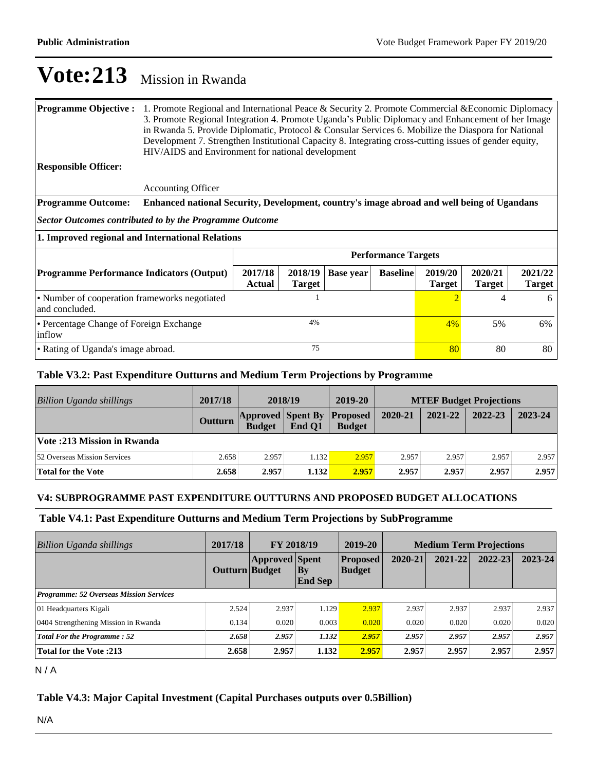# Vote:213 Mission in Rwanda

| | |
|---|---|
| **Programme Objective :** | 1. Promote Regional and International Peace & Security 2. Promote Commercial &Economic Diplomacy 3. Promote Regional Integration 4. Promote Uganda's Public Diplomacy and Enhancement of her Image in Rwanda 5. Provide Diplomatic, Protocol & Consular Services 6. Mobilize the Diaspora for National Development 7. Strengthen Institutional Capacity 8. Integrating cross-cutting issues of gender equity, HIV/AIDS and Environment for national development |
| **Responsible Officer:** | Accounting Officer |
| **Programme Outcome:** | **Enhanced national Security, Development, country's image abroad and well being of Ugandans** |

***Sector Outcomes contributed to by the Programme Outcome***

**1. Improved regional and International Relations**

| **Programme Performance Indicators (Output)** | **Performance Targets** | | | | | | |
|---|---|---|---|---|---|---|---|
| | **2017/18 Actual** | **2018/19 Target** | **Base year** | **Baseline** | **2019/20 Target** | **2020/21 Target** | **2021/22 Target** |
| • Number of cooperation frameworks negotiated and concluded. | | 1 | | | 2 | 4 | 6 |
| • Percentage Change of Foreign Exchange inflow | | 4% | | | 4% | 5% | 6% |
| • Rating of Uganda's image abroad. | | 75 | | | 80 | 80 | 80 |

### Table V3.2: Past Expenditure Outturns and Medium Term Projections by Programme

| *Billion Uganda shillings* | 2017/18 | 2018/19 | | 2019-20 | MTEF Budget Projections | | | |
|---|---|---|---|---|---|---|---|---|
| | **Outturn** | **Approved Budget** | **Spent By End Q1** | **Proposed Budget** | **2020-21** | **2021-22** | **2022-23** | **2023-24** |
| **Vote :213 Mission in Rwanda** | | | | | | | | |
| 52 Overseas Mission Services | 2.658 | 2.957 | 1.132 | 2.957 | 2.957 | 2.957 | 2.957 | 2.957 |
| **Total for the Vote** | **2.658** | **2.957** | **1.132** | **2.957** | **2.957** | **2.957** | **2.957** | **2.957** |

### V4: SUBPROGRAMME PAST EXPENDITURE OUTTURNS AND PROPOSED BUDGET ALLOCATIONS

### Table V4.1: Past Expenditure Outturns and Medium Term Projections by SubProgramme

| *Billion Uganda shillings* | 2017/18 | FY 2018/19 | | 2019-20 | Medium Term Projections | | | |
|---|---|---|---|---|---|---|---|---|
| | **Outturn** | **Approved Budget** | **Spent By End Sep** | **Proposed Budget** | **2020-21** | **2021-22** | **2022-23** | **2023-24** |
| ***Programme: 52 Overseas Mission Services*** | | | | | | | | |
| 01 Headquarters Kigali | 2.524 | 2.937 | 1.129 | 2.937 | 2.937 | 2.937 | 2.937 | 2.937 |
| 0404 Strengthening Mission in Rwanda | 0.134 | 0.020 | 0.003 | 0.020 | 0.020 | 0.020 | 0.020 | 0.020 |
| ***Total For the Programme : 52*** | ***2.658*** | ***2.957*** | ***1.132*** | ***2.957*** | ***2.957*** | ***2.957*** | ***2.957*** | ***2.957*** |
| **Total for the Vote :213** | **2.658** | **2.957** | **1.132** | **2.957** | **2.957** | **2.957** | **2.957** | **2.957** |

N / A

### Table V4.3: Major Capital Investment (Capital Purchases outputs over 0.5Billion)

N/A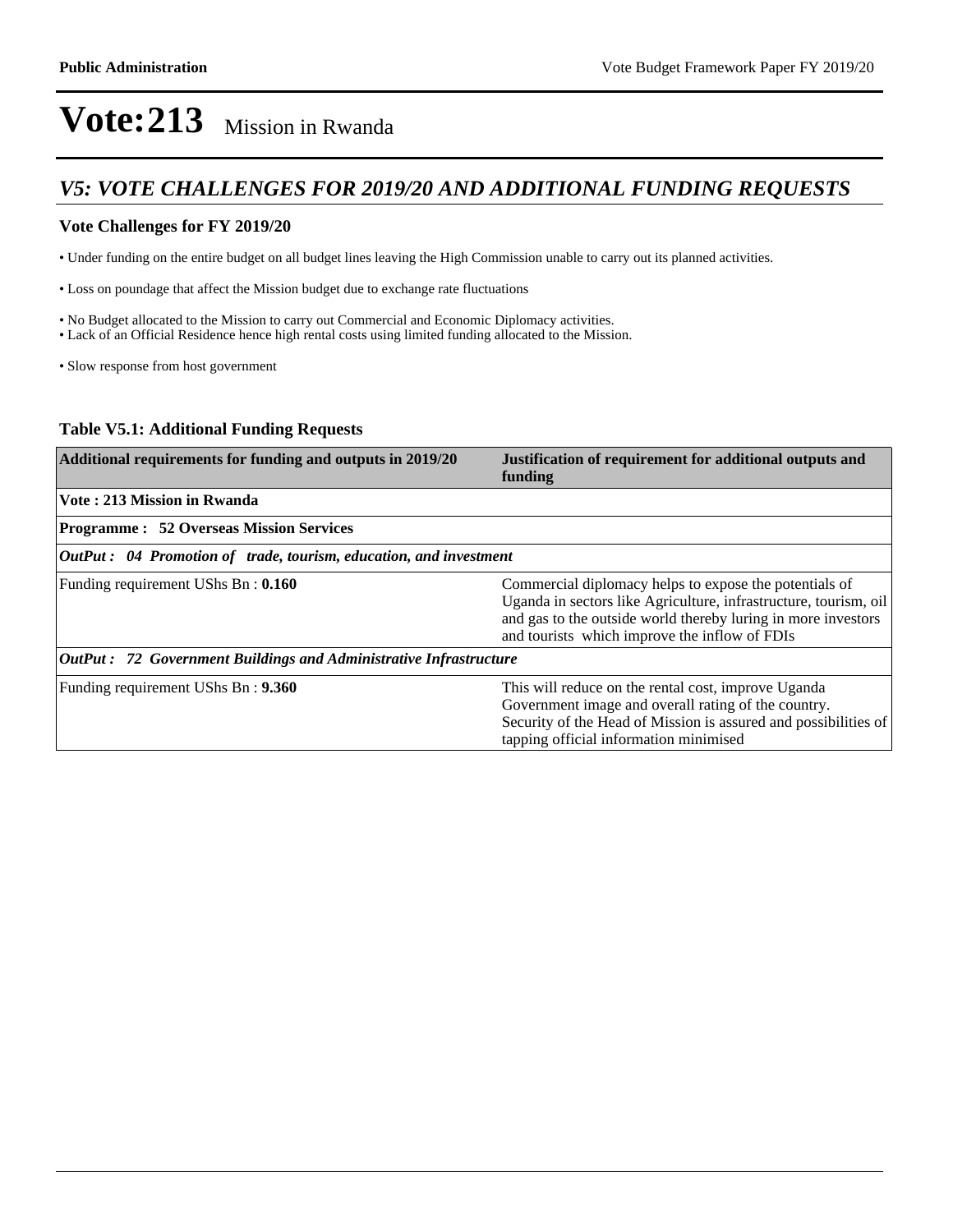# Vote:213 Mission in Rwanda

## *V5: VOTE CHALLENGES FOR 2019/20 AND ADDITIONAL FUNDING REQUESTS*

### Vote Challenges for FY 2019/20

• Under funding on the entire budget on all budget lines leaving the High Commission unable to carry out its planned activities.

• Loss on poundage that affect the Mission budget due to exchange rate fluctuations

• No Budget allocated to the Mission to carry out Commercial and Economic Diplomacy activities.
• Lack of an Official Residence hence high rental costs using limited funding allocated to the Mission.

• Slow response from host government

**Table V5.1: Additional Funding Requests**

| Additional requirements for funding and outputs in 2019/20 | Justification of requirement for additional outputs and funding |
|---|---|
| **Vote : 213 Mission in Rwanda** | |
| **Programme : 52 Overseas Mission Services** | |
| ***OutPut : 04 Promotion of trade, tourism, education, and investment*** | |
| Funding requirement UShs Bn : **0.160** | Commercial diplomacy helps to expose the potentials of Uganda in sectors like Agriculture, infrastructure, tourism, oil and gas to the outside world thereby luring in more investors and tourists which improve the inflow of FDIs |
| ***OutPut : 72 Government Buildings and Administrative Infrastructure*** | |
| Funding requirement UShs Bn : **9.360** | This will reduce on the rental cost, improve Uganda Government image and overall rating of the country. Security of the Head of Mission is assured and possibilities of tapping official information minimised |